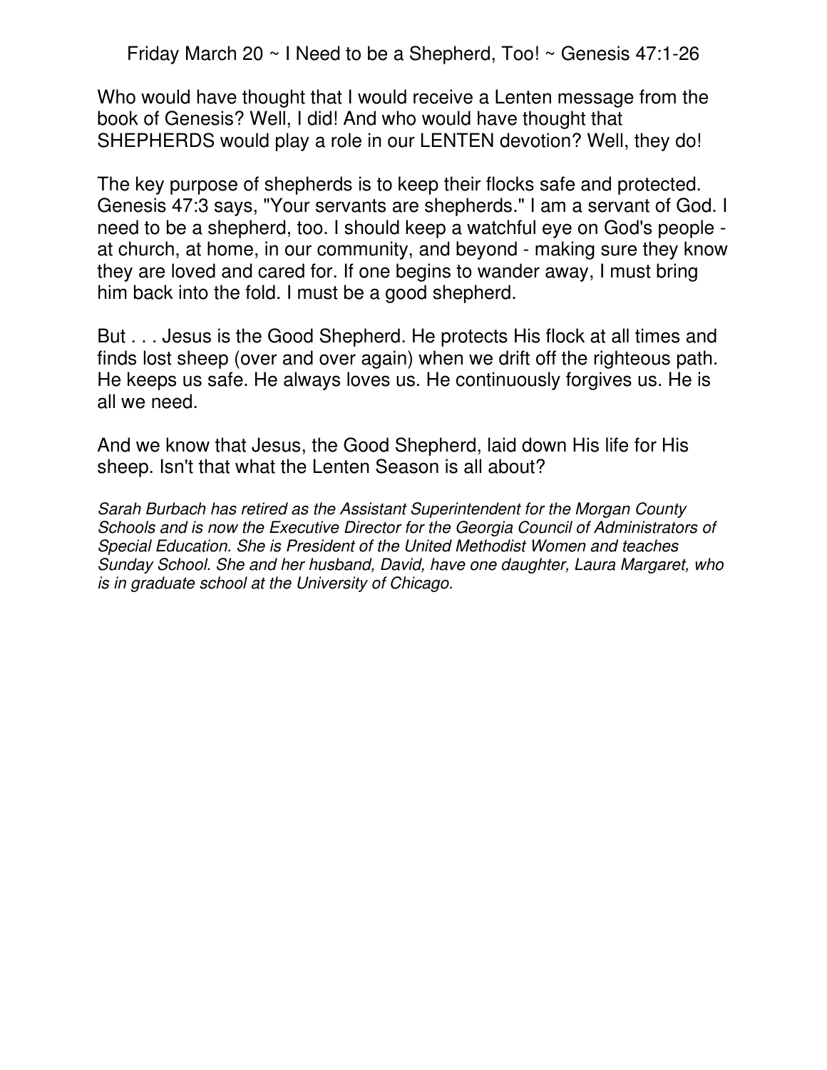# Friday March 20 ~ I Need to be a Shepherd, Too! ~ Genesis 47:1-26

Who would have thought that I would receive a Lenten message from the book of Genesis? Well, I did! And who would have thought that SHEPHERDS would play a role in our LENTEN devotion? Well, they do!

The key purpose of shepherds is to keep their flocks safe and protected. Genesis 47:3 says, "Your servants are shepherds." I am a servant of God. I need to be a shepherd, too. I should keep a watchful eye on God's people - at church, at home, in our community, and beyond - making sure they know they are loved and cared for. If one begins to wander away, I must bring him back into the fold. I must be a good shepherd.

But . . . Jesus is the Good Shepherd. He protects His flock at all times and finds lost sheep (over and over again) when we drift off the righteous path. He keeps us safe. He always loves us. He continuously forgives us. He is all we need.

And we know that Jesus, the Good Shepherd, laid down His life for His sheep. Isn't that what the Lenten Season is all about?

*Sarah Burbach has retired as the Assistant Superintendent for the Morgan County Schools and is now the Executive Director for the Georgia Council of Administrators of Special Education. She is President of the United Methodist Women and teaches Sunday School. She and her husband, David, have one daughter, Laura Margaret, who is in graduate school at the University of Chicago.*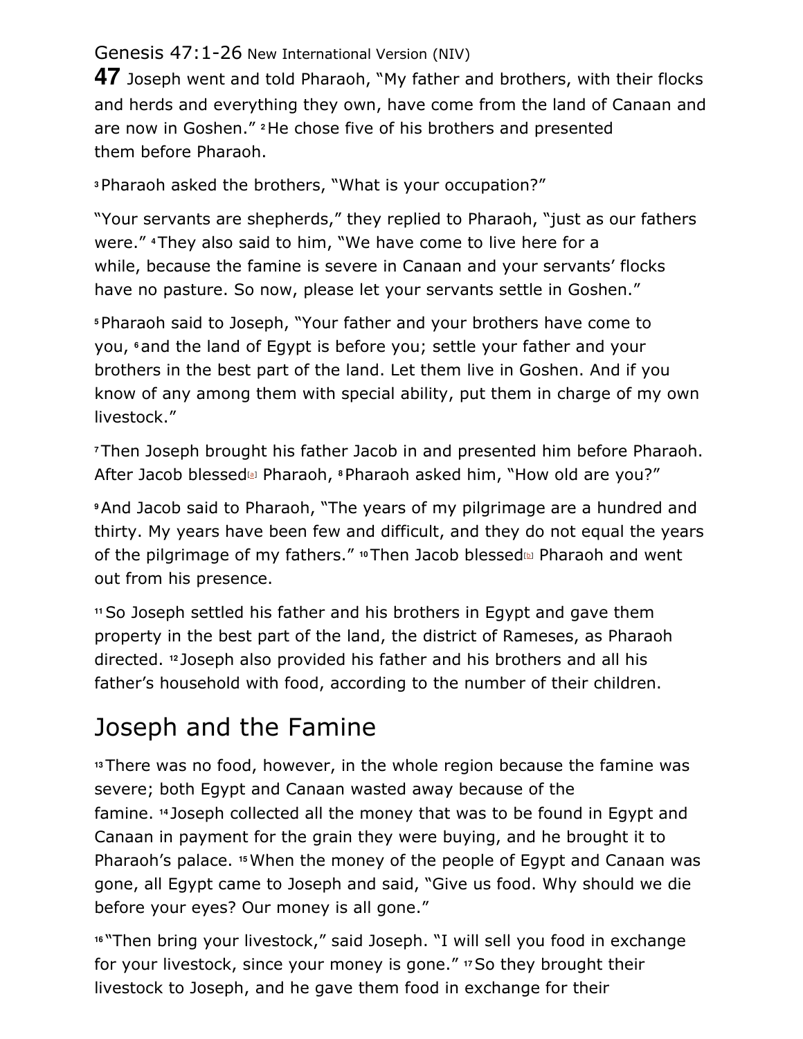Genesis 47:1-26 New International Version (NIV)

**47** Joseph went and told Pharaoh, "My father and brothers, with their flocks and herds and everything they own, have come from the land of Canaan and are now in Goshen." [2] He chose five of his brothers and presented them before Pharaoh.

[3] Pharaoh asked the brothers, "What is your occupation?"

"Your servants are shepherds," they replied to Pharaoh, "just as our fathers were." [4] They also said to him, "We have come to live here for a while, because the famine is severe in Canaan and your servants' flocks have no pasture. So now, please let your servants settle in Goshen."

[5] Pharaoh said to Joseph, "Your father and your brothers have come to you, [6] and the land of Egypt is before you; settle your father and your brothers in the best part of the land. Let them live in Goshen. And if you know of any among them with special ability, put them in charge of my own livestock."

[7] Then Joseph brought his father Jacob in and presented him before Pharaoh. After Jacob blessed[a] Pharaoh, [8] Pharaoh asked him, "How old are you?"

[9] And Jacob said to Pharaoh, "The years of my pilgrimage are a hundred and thirty. My years have been few and difficult, and they do not equal the years of the pilgrimage of my fathers." [10] Then Jacob blessed[b] Pharaoh and went out from his presence.

[11] So Joseph settled his father and his brothers in Egypt and gave them property in the best part of the land, the district of Rameses, as Pharaoh directed. [12] Joseph also provided his father and his brothers and all his father's household with food, according to the number of their children.

## Joseph and the Famine

[13] There was no food, however, in the whole region because the famine was severe; both Egypt and Canaan wasted away because of the famine. [14] Joseph collected all the money that was to be found in Egypt and Canaan in payment for the grain they were buying, and he brought it to Pharaoh's palace. [15] When the money of the people of Egypt and Canaan was gone, all Egypt came to Joseph and said, "Give us food. Why should we die before your eyes? Our money is all gone."

[16] "Then bring your livestock," said Joseph. "I will sell you food in exchange for your livestock, since your money is gone." [17] So they brought their livestock to Joseph, and he gave them food in exchange for their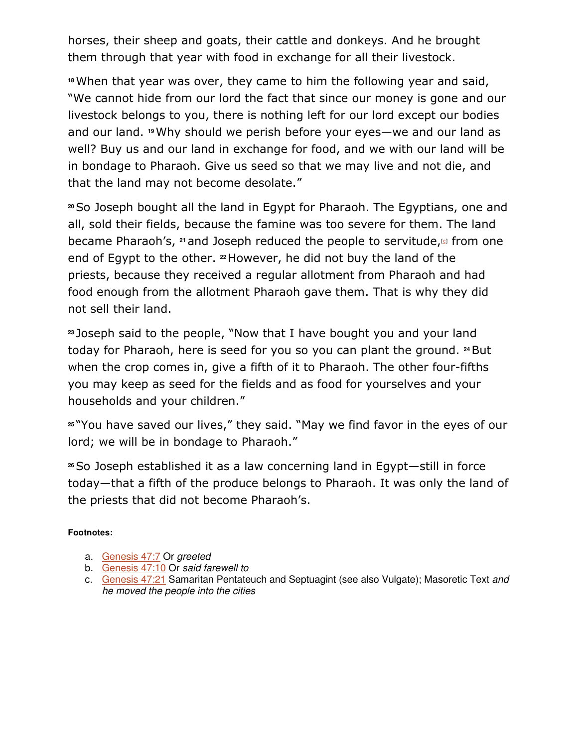horses, their sheep and goats, their cattle and donkeys. And he brought them through that year with food in exchange for all their livestock.

[18] When that year was over, they came to him the following year and said, "We cannot hide from our lord the fact that since our money is gone and our livestock belongs to you, there is nothing left for our lord except our bodies and our land. [19] Why should we perish before your eyes—we and our land as well? Buy us and our land in exchange for food, and we with our land will be in bondage to Pharaoh. Give us seed so that we may live and not die, and that the land may not become desolate."

[20] So Joseph bought all the land in Egypt for Pharaoh. The Egyptians, one and all, sold their fields, because the famine was too severe for them. The land became Pharaoh's, [21] and Joseph reduced the people to servitude,[c] from one end of Egypt to the other. [22] However, he did not buy the land of the priests, because they received a regular allotment from Pharaoh and had food enough from the allotment Pharaoh gave them. That is why they did not sell their land.

[23] Joseph said to the people, "Now that I have bought you and your land today for Pharaoh, here is seed for you so you can plant the ground. [24] But when the crop comes in, give a fifth of it to Pharaoh. The other four-fifths you may keep as seed for the fields and as food for yourselves and your households and your children."

[25] "You have saved our lives," they said. "May we find favor in the eyes of our lord; we will be in bondage to Pharaoh."

[26] So Joseph established it as a law concerning land in Egypt—still in force today—that a fifth of the produce belongs to Pharaoh. It was only the land of the priests that did not become Pharaoh's.

**Footnotes:**

a. Genesis 47:7 Or *greeted*
b. Genesis 47:10 Or *said farewell to*
c. Genesis 47:21 Samaritan Pentateuch and Septuagint (see also Vulgate); Masoretic Text *and he moved the people into the cities*